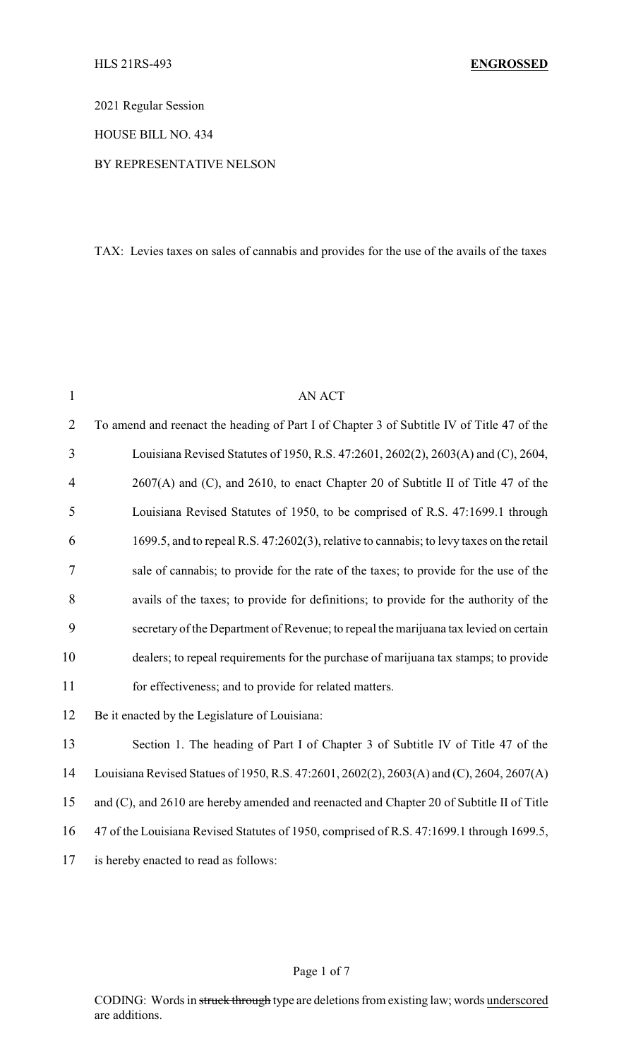HLS 21RS-493 **ENGROSSED**

2021 Regular Session

HOUSE BILL NO. 434

BY REPRESENTATIVE NELSON

TAX: Levies taxes on sales of cannabis and provides for the use of the avails of the taxes

AN ACT

To amend and reenact the heading of Part I of Chapter 3 of Subtitle IV of Title 47 of the Louisiana Revised Statutes of 1950, R.S. 47:2601, 2602(2), 2603(A) and (C), 2604, 2607(A) and (C), and 2610, to enact Chapter 20 of Subtitle II of Title 47 of the Louisiana Revised Statutes of 1950, to be comprised of R.S. 47:1699.1 through 1699.5, and to repeal R.S. 47:2602(3), relative to cannabis; to levy taxes on the retail sale of cannabis; to provide for the rate of the taxes; to provide for the use of the avails of the taxes; to provide for definitions; to provide for the authority of the secretary of the Department of Revenue; to repeal the marijuana tax levied on certain dealers; to repeal requirements for the purchase of marijuana tax stamps; to provide for effectiveness; and to provide for related matters.

Be it enacted by the Legislature of Louisiana:

Section 1. The heading of Part I of Chapter 3 of Subtitle IV of Title 47 of the Louisiana Revised Statues of 1950, R.S. 47:2601, 2602(2), 2603(A) and (C), 2604, 2607(A) and (C), and 2610 are hereby amended and reenacted and Chapter 20 of Subtitle II of Title 47 of the Louisiana Revised Statutes of 1950, comprised of R.S. 47:1699.1 through 1699.5, is hereby enacted to read as follows:

CODING: Words in ~~struck through~~ type are deletions from existing law; words underscored are additions.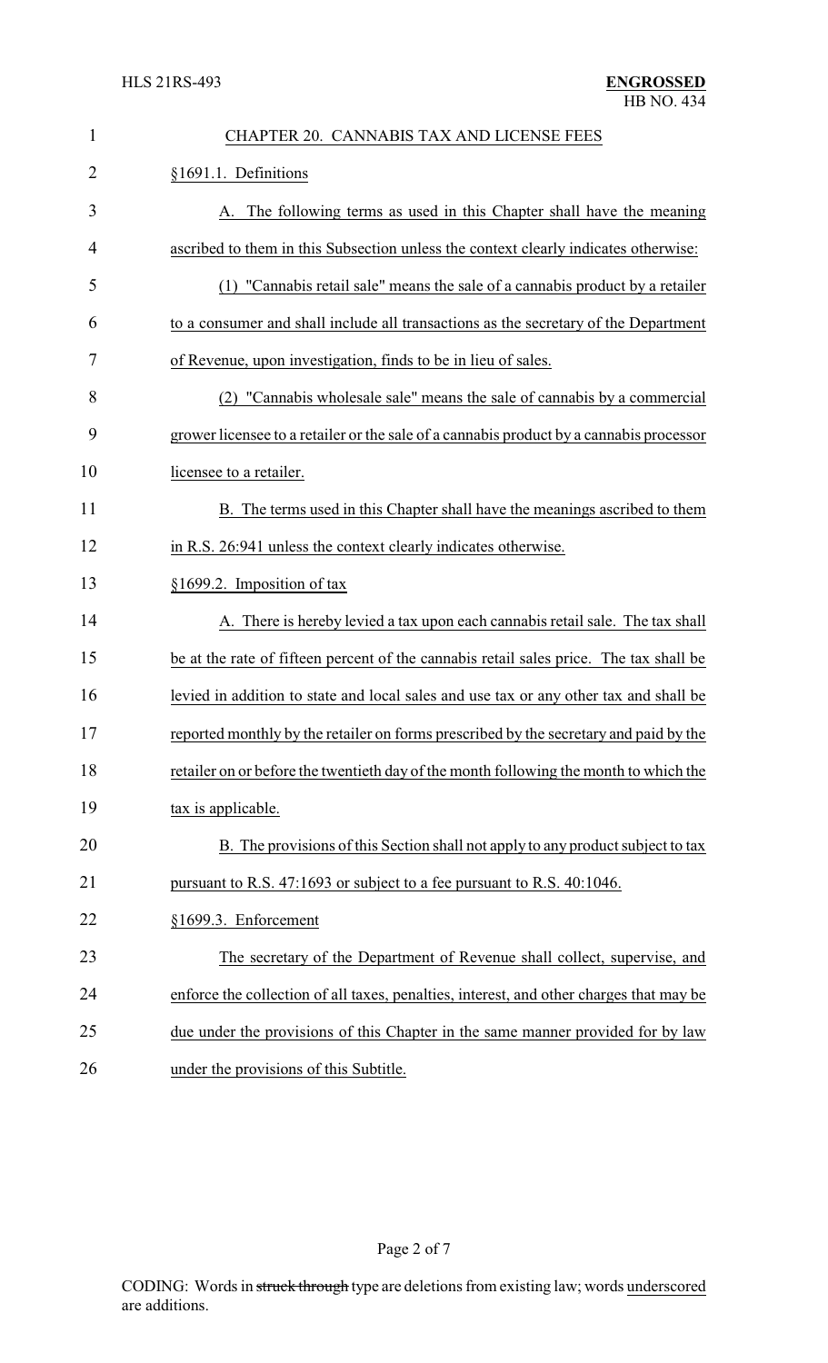CHAPTER 20. CANNABIS TAX AND LICENSE FEES

§1691.1. Definitions

A. The following terms as used in this Chapter shall have the meaning ascribed to them in this Subsection unless the context clearly indicates otherwise:

(1) "Cannabis retail sale" means the sale of a cannabis product by a retailer to a consumer and shall include all transactions as the secretary of the Department of Revenue, upon investigation, finds to be in lieu of sales.

(2) "Cannabis wholesale sale" means the sale of cannabis by a commercial grower licensee to a retailer or the sale of a cannabis product by a cannabis processor licensee to a retailer.

B. The terms used in this Chapter shall have the meanings ascribed to them in R.S. 26:941 unless the context clearly indicates otherwise.

§1699.2. Imposition of tax

A. There is hereby levied a tax upon each cannabis retail sale. The tax shall be at the rate of fifteen percent of the cannabis retail sales price. The tax shall be levied in addition to state and local sales and use tax or any other tax and shall be reported monthly by the retailer on forms prescribed by the secretary and paid by the retailer on or before the twentieth day of the month following the month to which the tax is applicable.

B. The provisions of this Section shall not apply to any product subject to tax pursuant to R.S. 47:1693 or subject to a fee pursuant to R.S. 40:1046.

§1699.3. Enforcement

The secretary of the Department of Revenue shall collect, supervise, and enforce the collection of all taxes, penalties, interest, and other charges that may be due under the provisions of this Chapter in the same manner provided for by law under the provisions of this Subtitle.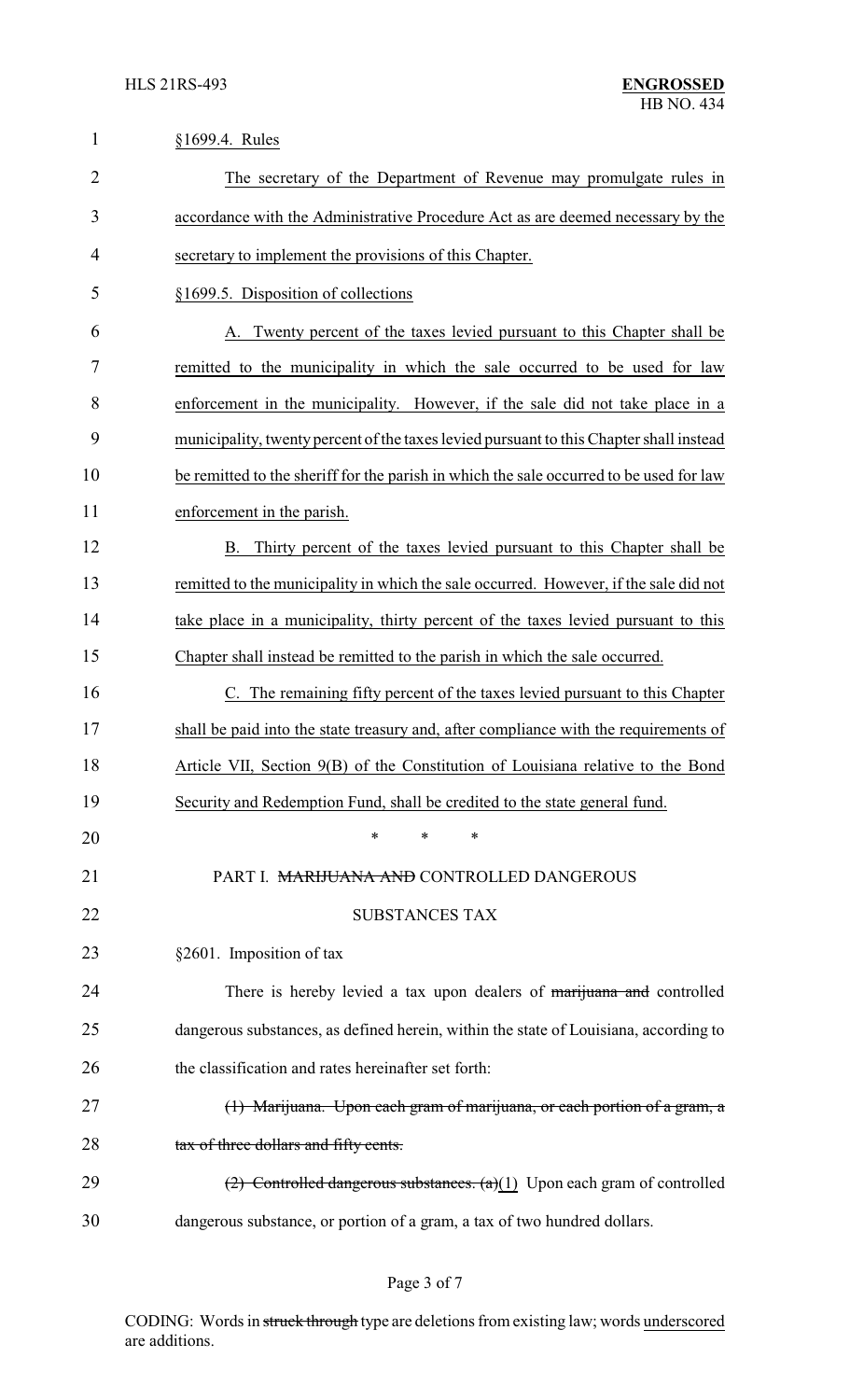§1699.4. Rules

The secretary of the Department of Revenue may promulgate rules in accordance with the Administrative Procedure Act as are deemed necessary by the secretary to implement the provisions of this Chapter.

§1699.5. Disposition of collections

A. Twenty percent of the taxes levied pursuant to this Chapter shall be remitted to the municipality in which the sale occurred to be used for law enforcement in the municipality. However, if the sale did not take place in a municipality, twenty percent of the taxes levied pursuant to this Chapter shall instead be remitted to the sheriff for the parish in which the sale occurred to be used for law enforcement in the parish.

B. Thirty percent of the taxes levied pursuant to this Chapter shall be remitted to the municipality in which the sale occurred. However, if the sale did not take place in a municipality, thirty percent of the taxes levied pursuant to this Chapter shall instead be remitted to the parish in which the sale occurred.

C. The remaining fifty percent of the taxes levied pursuant to this Chapter shall be paid into the state treasury and, after compliance with the requirements of Article VII, Section 9(B) of the Constitution of Louisiana relative to the Bond Security and Redemption Fund, shall be credited to the state general fund.

\* \* \*

PART I. ~~MARIJUANA AND~~ CONTROLLED DANGEROUS SUBSTANCES TAX

§2601. Imposition of tax

There is hereby levied a tax upon dealers of ~~marijuana and~~ controlled dangerous substances, as defined herein, within the state of Louisiana, according to the classification and rates hereinafter set forth:

~~(1) Marijuana. Upon each gram of marijuana, or each portion of a gram, a tax of three dollars and fifty cents.~~

~~(2) Controlled dangerous substances. (a)~~(1) Upon each gram of controlled dangerous substance, or portion of a gram, a tax of two hundred dollars.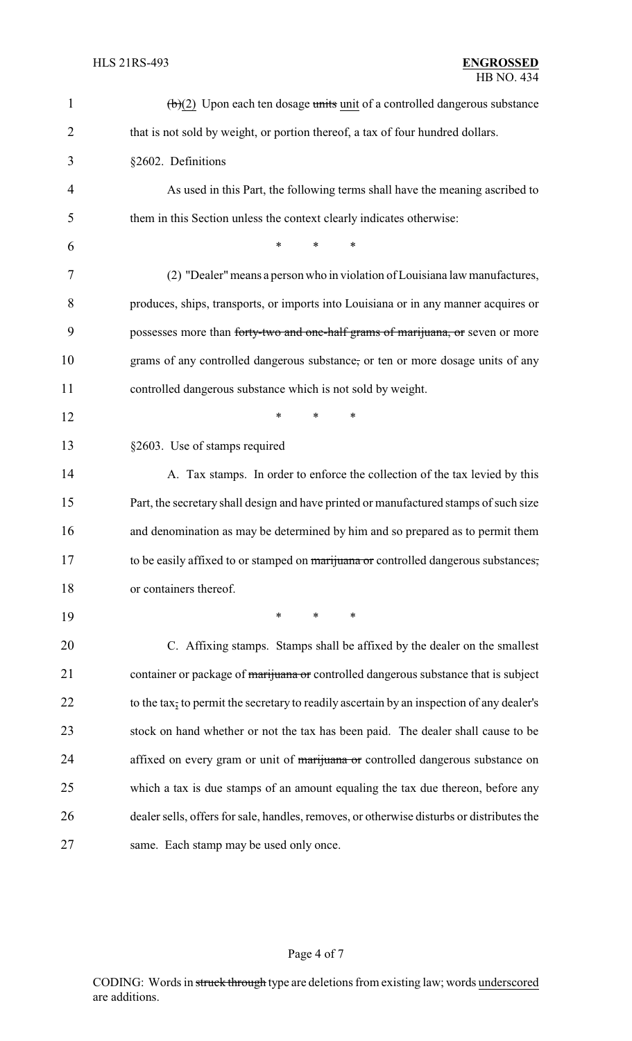~~(b)~~(2) Upon each ten dosage ~~units~~ unit of a controlled dangerous substance that is not sold by weight, or portion thereof, a tax of four hundred dollars.

§2602. Definitions

As used in this Part, the following terms shall have the meaning ascribed to them in this Section unless the context clearly indicates otherwise:

\* \* \*

(2) "Dealer" means a person who in violation of Louisiana law manufactures, produces, ships, transports, or imports into Louisiana or in any manner acquires or possesses more than ~~forty-two and one-half grams of marijuana, or~~ seven or more grams of any controlled dangerous substance~~,~~ or ten or more dosage units of any controlled dangerous substance which is not sold by weight.

\* \* \*

§2603. Use of stamps required

A. Tax stamps. In order to enforce the collection of the tax levied by this Part, the secretary shall design and have printed or manufactured stamps of such size and denomination as may be determined by him and so prepared as to permit them to be easily affixed to or stamped on ~~marijuana or~~ controlled dangerous substances~~,~~ or containers thereof.

\* \* \*

C. Affixing stamps. Stamps shall be affixed by the dealer on the smallest container or package of ~~marijuana or~~ controlled dangerous substance that is subject to the tax~~,~~ to permit the secretary to readily ascertain by an inspection of any dealer's stock on hand whether or not the tax has been paid. The dealer shall cause to be affixed on every gram or unit of ~~marijuana or~~ controlled dangerous substance on which a tax is due stamps of an amount equaling the tax due thereon, before any dealer sells, offers for sale, handles, removes, or otherwise disturbs or distributes the same. Each stamp may be used only once.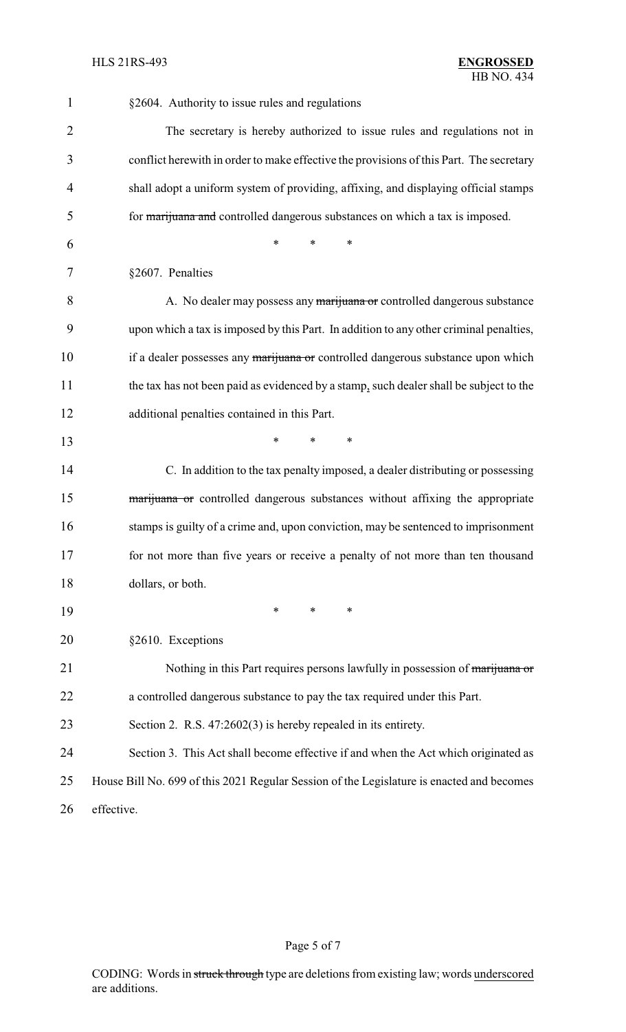§2604. Authority to issue rules and regulations

The secretary is hereby authorized to issue rules and regulations not in conflict herewith in order to make effective the provisions of this Part. The secretary shall adopt a uniform system of providing, affixing, and displaying official stamps for ~~marijuana and~~ controlled dangerous substances on which a tax is imposed.

\* \* \*

§2607. Penalties

A. No dealer may possess any ~~marijuana or~~ controlled dangerous substance upon which a tax is imposed by this Part. In addition to any other criminal penalties, if a dealer possesses any ~~marijuana or~~ controlled dangerous substance upon which the tax has not been paid as evidenced by a stamp, such dealer shall be subject to the additional penalties contained in this Part.

\* \* \*

C. In addition to the tax penalty imposed, a dealer distributing or possessing ~~marijuana or~~ controlled dangerous substances without affixing the appropriate stamps is guilty of a crime and, upon conviction, may be sentenced to imprisonment for not more than five years or receive a penalty of not more than ten thousand dollars, or both.

\* \* \*

§2610. Exceptions

Nothing in this Part requires persons lawfully in possession of ~~marijuana or~~ a controlled dangerous substance to pay the tax required under this Part.

Section 2. R.S. 47:2602(3) is hereby repealed in its entirety.

Section 3. This Act shall become effective if and when the Act which originated as House Bill No. 699 of this 2021 Regular Session of the Legislature is enacted and becomes effective.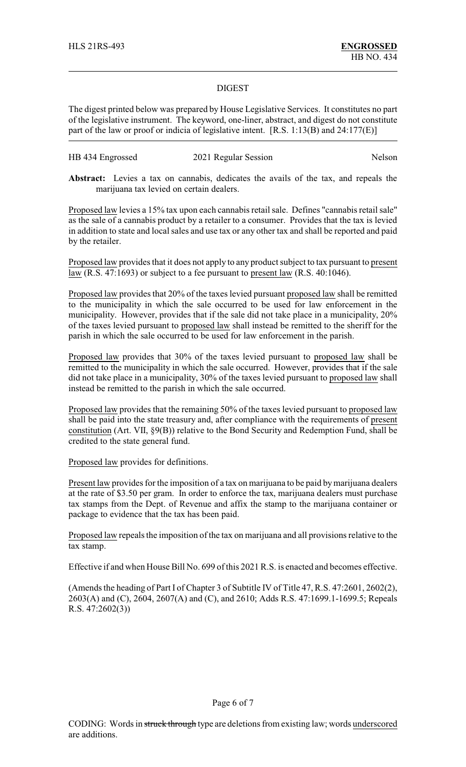HLS 21RS-493 **ENGROSSED**
HB NO. 434

# DIGEST

The digest printed below was prepared by House Legislative Services. It constitutes no part of the legislative instrument. The keyword, one-liner, abstract, and digest do not constitute part of the law or proof or indicia of legislative intent. [R.S. 1:13(B) and 24:177(E)]

HB 434 Engrossed 2021 Regular Session Nelson

**Abstract:** Levies a tax on cannabis, dedicates the avails of the tax, and repeals the marijuana tax levied on certain dealers.

Proposed law levies a 15% tax upon each cannabis retail sale. Defines "cannabis retail sale" as the sale of a cannabis product by a retailer to a consumer. Provides that the tax is levied in addition to state and local sales and use tax or any other tax and shall be reported and paid by the retailer.

Proposed law provides that it does not apply to any product subject to tax pursuant to present law (R.S. 47:1693) or subject to a fee pursuant to present law (R.S. 40:1046).

Proposed law provides that 20% of the taxes levied pursuant proposed law shall be remitted to the municipality in which the sale occurred to be used for law enforcement in the municipality. However, provides that if the sale did not take place in a municipality, 20% of the taxes levied pursuant to proposed law shall instead be remitted to the sheriff for the parish in which the sale occurred to be used for law enforcement in the parish.

Proposed law provides that 30% of the taxes levied pursuant to proposed law shall be remitted to the municipality in which the sale occurred. However, provides that if the sale did not take place in a municipality, 30% of the taxes levied pursuant to proposed law shall instead be remitted to the parish in which the sale occurred.

Proposed law provides that the remaining 50% of the taxes levied pursuant to proposed law shall be paid into the state treasury and, after compliance with the requirements of present constitution (Art. VII, §9(B)) relative to the Bond Security and Redemption Fund, shall be credited to the state general fund.

Proposed law provides for definitions.

Present law provides for the imposition of a tax on marijuana to be paid by marijuana dealers at the rate of $3.50 per gram. In order to enforce the tax, marijuana dealers must purchase tax stamps from the Dept. of Revenue and affix the stamp to the marijuana container or package to evidence that the tax has been paid.

Proposed law repeals the imposition of the tax on marijuana and all provisions relative to the tax stamp.

Effective if and when House Bill No. 699 of this 2021 R.S. is enacted and becomes effective.

(Amends the heading of Part I of Chapter 3 of Subtitle IV of Title 47, R.S. 47:2601, 2602(2), 2603(A) and (C), 2604, 2607(A) and (C), and 2610; Adds R.S. 47:1699.1-1699.5; Repeals R.S. 47:2602(3))

CODING: Words in struck through type are deletions from existing law; words underscored are additions.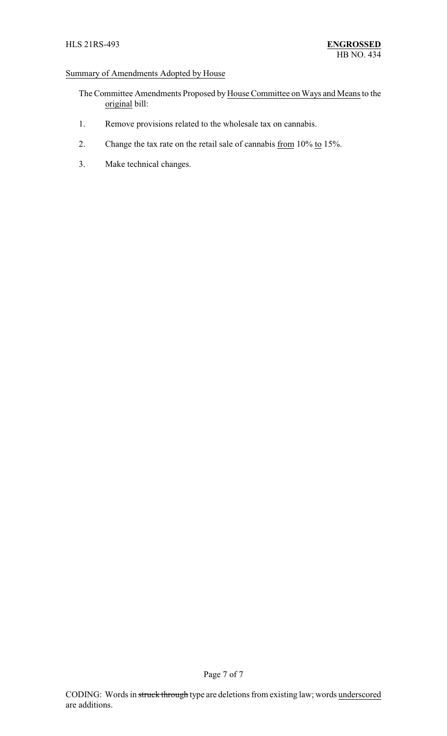Summary of Amendments Adopted by House

The Committee Amendments Proposed by House Committee on Ways and Means to the original bill:

1. Remove provisions related to the wholesale tax on cannabis.

2. Change the tax rate on the retail sale of cannabis from 10% to 15%.

3. Make technical changes.

CODING: Words in ~~struck through~~ type are deletions from existing law; words underscored are additions.